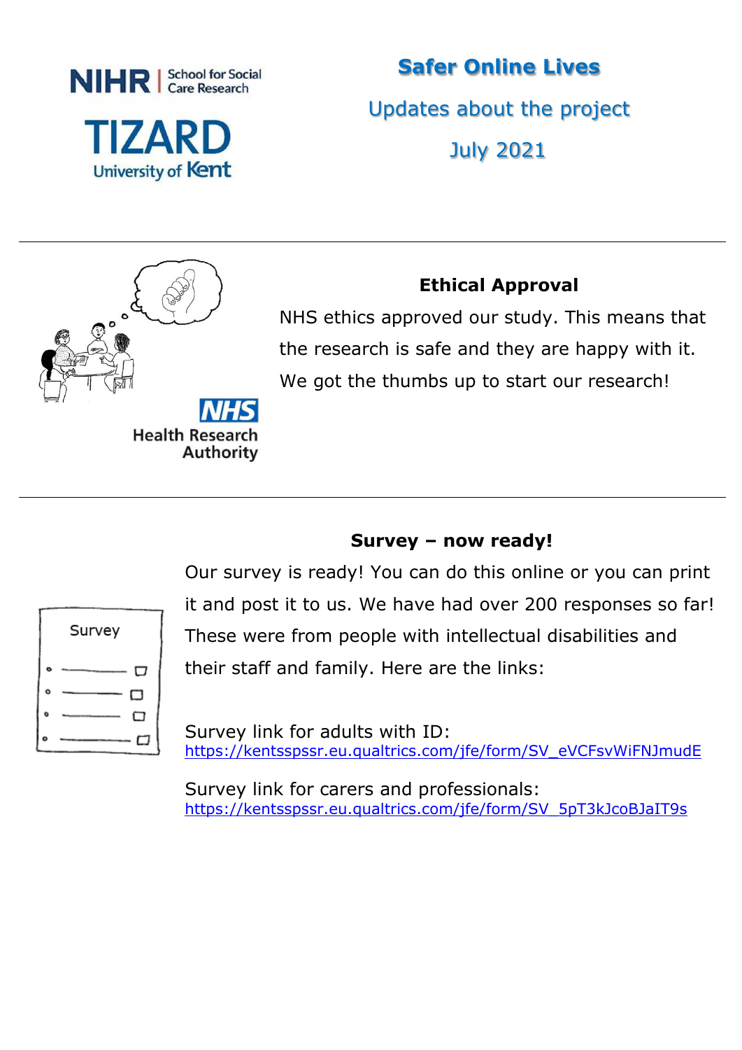NIHR | School for Social Care Research

TIZARD University of Kent

# Safer Online Lives

Updates about the project

July 2021

---

NHS Health Research Authority

## Ethical Approval

NHS ethics approved our study. This means that the research is safe and they are happy with it. We got the thumbs up to start our research!

---

## Survey – now ready!

Our survey is ready! You can do this online or you can print it and post it to us. We have had over 200 responses so far! These were from people with intellectual disabilities and their staff and family. Here are the links:

Survey link for adults with ID:
https://kentsspssr.eu.qualtrics.com/jfe/form/SV_eVCFsvWiFNJmudE

Survey link for carers and professionals:
https://kentsspssr.eu.qualtrics.com/jfe/form/SV_5pT3kJcoBJaIT9s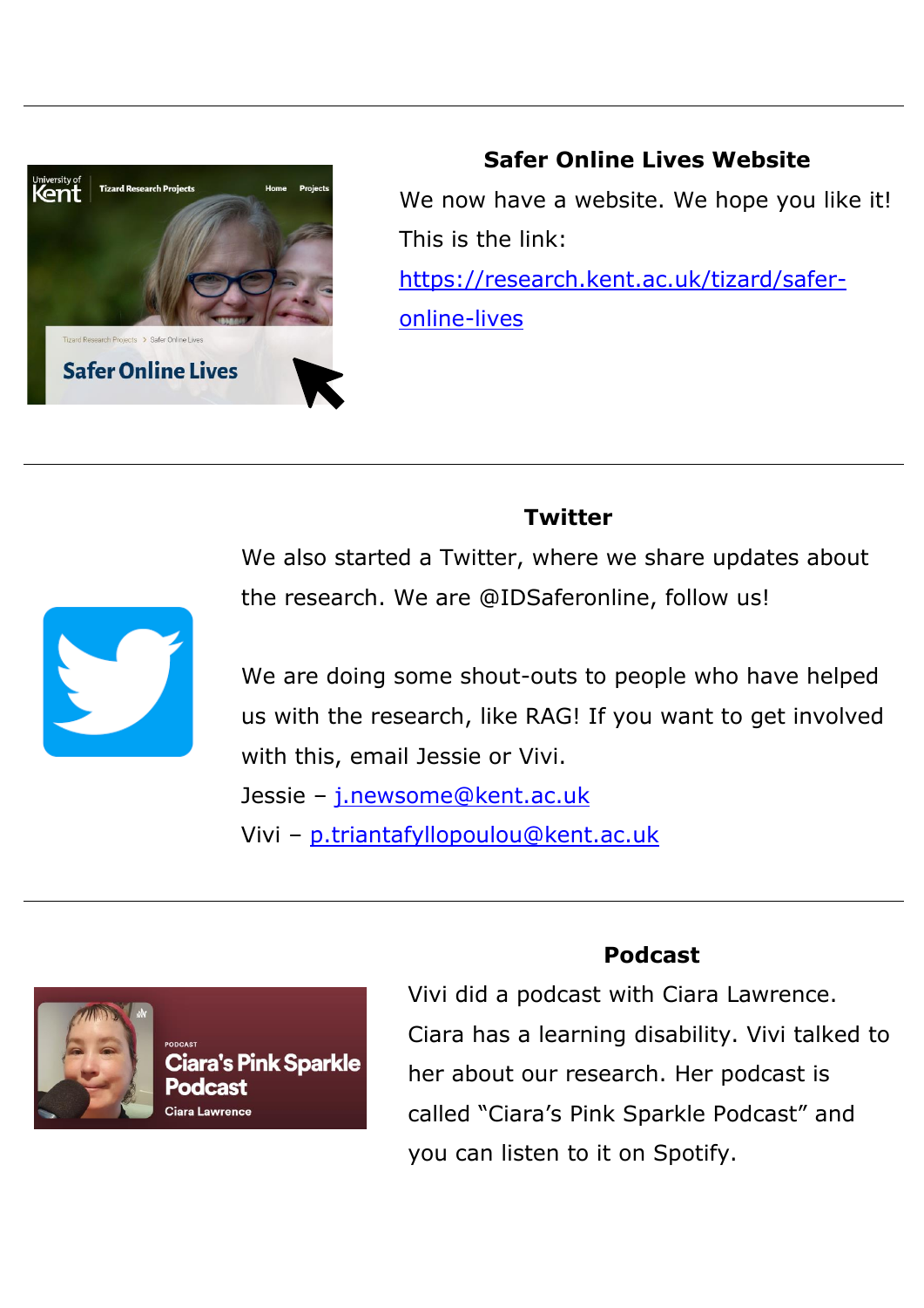---

## Safer Online Lives Website

We now have a website. We hope you like it!

This is the link:

https://research.kent.ac.uk/tizard/safer-online-lives

---

## Twitter

We also started a Twitter, where we share updates about the research. We are @IDSaferonline, follow us!

We are doing some shout-outs to people who have helped us with the research, like RAG! If you want to get involved with this, email Jessie or Vivi.

Jessie – j.newsome@kent.ac.uk

Vivi – p.triantafyllopoulou@kent.ac.uk

---

## Podcast

Vivi did a podcast with Ciara Lawrence. Ciara has a learning disability. Vivi talked to her about our research. Her podcast is called "Ciara's Pink Sparkle Podcast" and you can listen to it on Spotify.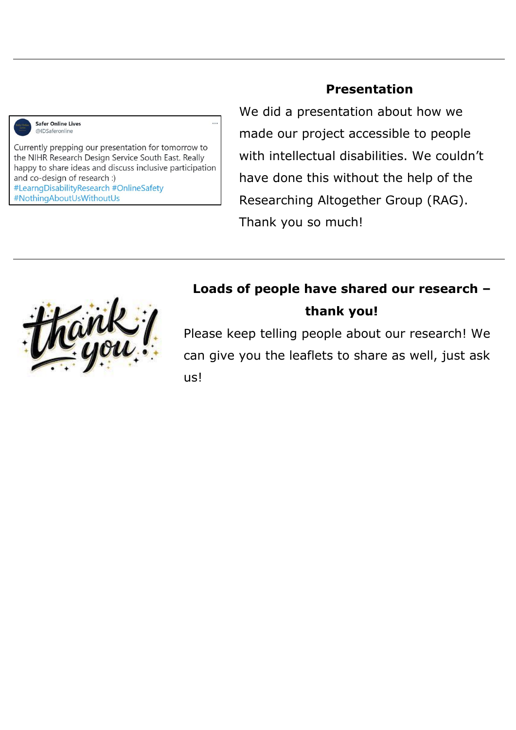Safer Online Lives
@IDSaferonline

Currently prepping our presentation for tomorrow to the NIHR Research Design Service South East. Really happy to share ideas and discuss inclusive participation and co-design of research :)
#LearngDisabilityResearch #OnlineSafety #NothingAboutUsWithoutUs

## Presentation

We did a presentation about how we made our project accessible to people with intellectual disabilities. We couldn't have done this without the help of the Researching Altogether Group (RAG). Thank you so much!

---

## Loads of people have shared our research – thank you!

Please keep telling people about our research! We can give you the leaflets to share as well, just ask us!